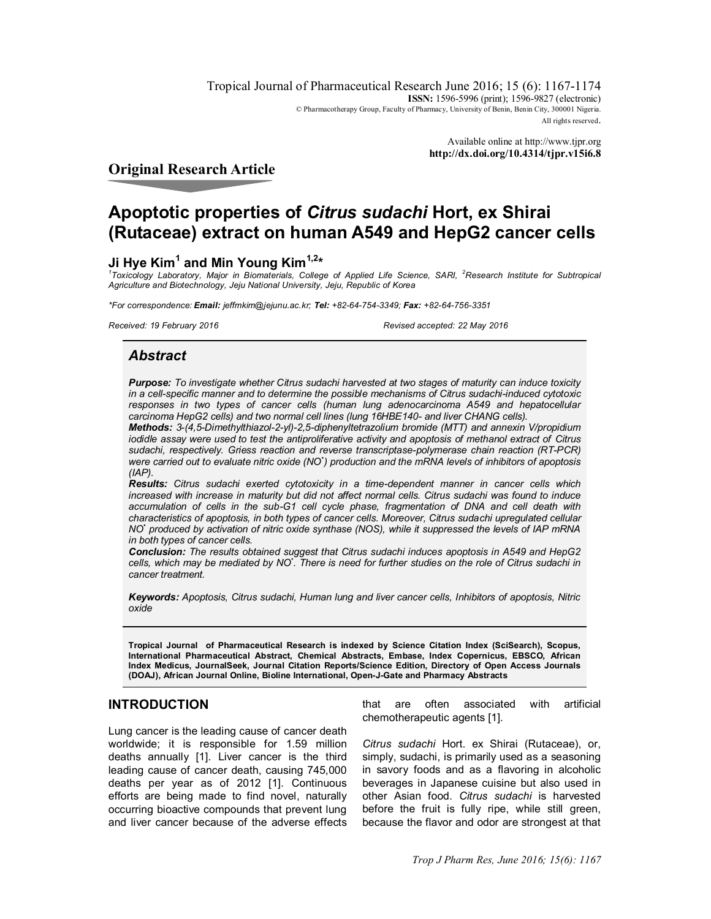Tropical Journal of Pharmaceutical Research June 2016; 15 (6): 1167-1174
**ISSN:** 1596-5996 (print); 1596-9827 (electronic)
© Pharmacotherapy Group, Faculty of Pharmacy, University of Benin, Benin City, 300001 Nigeria.
All rights reserved.

Available online at http://www.tjpr.org
**http://dx.doi.org/10.4314/tjpr.v15i6.8**

## Original Research Article

# Apoptotic properties of *Citrus sudachi* Hort, ex Shirai (Rutaceae) extract on human A549 and HepG2 cancer cells

**Ji Hye Kim[1] and Min Young Kim[1,2]***

[1]*Toxicology Laboratory, Major in Biomaterials, College of Applied Life Science, SARI,* [2]*Research Institute for Subtropical Agriculture and Biotechnology, Jeju National University, Jeju, Republic of Korea*

**For correspondence:* ***Email:*** *jeffmkim@jejunu.ac.kr;* ***Tel:*** *+82-64-754-3349;* ***Fax:*** *+82-64-756-3351*

*Received: 19 February 2016* *Revised accepted: 22 May 2016*

## Abstract

***Purpose:*** *To investigate whether Citrus sudachi harvested at two stages of maturity can induce toxicity in a cell-specific manner and to determine the possible mechanisms of Citrus sudachi-induced cytotoxic responses in two types of cancer cells (human lung adenocarcinoma A549 and hepatocellular carcinoma HepG2 cells) and two normal cell lines (lung 16HBE140- and liver CHANG cells).*

***Methods:*** *3-(4,5-Dimethylthiazol-2-yl)-2,5-diphenyltetrazolium bromide (MTT) and annexin V/propidium iodidle assay were used to test the antiproliferative activity and apoptosis of methanol extract of Citrus sudachi, respectively. Griess reaction and reverse transcriptase-polymerase chain reaction (RT-PCR) were carried out to evaluate nitric oxide ($NO^{\bullet}$) production and the mRNA levels of inhibitors of apoptosis (IAP).*

***Results:*** *Citrus sudachi exerted cytotoxicity in a time-dependent manner in cancer cells which increased with increase in maturity but did not affect normal cells. Citrus sudachi was found to induce accumulation of cells in the sub-G1 cell cycle phase, fragmentation of DNA and cell death with characteristics of apoptosis, in both types of cancer cells. Moreover, Citrus sudachi upregulated cellular $NO^{\bullet}$ produced by activation of nitric oxide synthase (NOS), while it suppressed the levels of IAP mRNA in both types of cancer cells.*

***Conclusion:*** *The results obtained suggest that Citrus sudachi induces apoptosis in A549 and HepG2 cells, which may be mediated by $NO^{\bullet}$. There is need for further studies on the role of Citrus sudachi in cancer treatment.*

***Keywords:*** *Apoptosis, Citrus sudachi, Human lung and liver cancer cells, Inhibitors of apoptosis, Nitric oxide*

**Tropical Journal of Pharmaceutical Research is indexed by Science Citation Index (SciSearch), Scopus, International Pharmaceutical Abstract, Chemical Abstracts, Embase, Index Copernicus, EBSCO, African Index Medicus, JournalSeek, Journal Citation Reports/Science Edition, Directory of Open Access Journals (DOAJ), African Journal Online, Bioline International, Open-J-Gate and Pharmacy Abstracts**

## INTRODUCTION

Lung cancer is the leading cause of cancer death worldwide; it is responsible for 1.59 million deaths annually [1]. Liver cancer is the third leading cause of cancer death, causing 745,000 deaths per year as of 2012 [1]. Continuous efforts are being made to find novel, naturally occurring bioactive compounds that prevent lung and liver cancer because of the adverse effects that are often associated with artificial chemotherapeutic agents [1].

*Citrus sudachi* Hort. ex Shirai (Rutaceae), or, simply, sudachi, is primarily used as a seasoning in savory foods and as a flavoring in alcoholic beverages in Japanese cuisine but also used in other Asian food. *Citrus sudachi* is harvested before the fruit is fully ripe, while still green, because the flavor and odor are strongest at that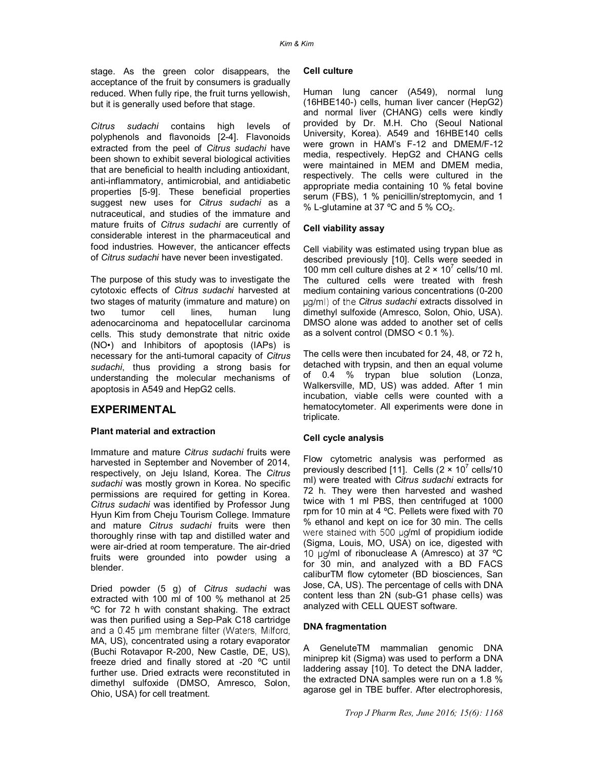stage. As the green color disappears, the acceptance of the fruit by consumers is gradually reduced. When fully ripe, the fruit turns yellowish, but it is generally used before that stage.

*Citrus sudachi* contains high levels of polyphenols and flavonoids [2-4]. Flavonoids extracted from the peel of *Citrus sudachi* have been shown to exhibit several biological activities that are beneficial to health including antioxidant, anti-inflammatory, antimicrobial, and antidiabetic properties [5-9]. These beneficial properties suggest new uses for *Citrus sudachi* as a nutraceutical, and studies of the immature and mature fruits of *Citrus sudachi* are currently of considerable interest in the pharmaceutical and food industries. However, the anticancer effects of *Citrus sudachi* have never been investigated.

The purpose of this study was to investigate the cytotoxic effects of *Citrus sudachi* harvested at two stages of maturity (immature and mature) on two tumor cell lines, human lung adenocarcinoma and hepatocellular carcinoma cells. This study demonstrate that nitric oxide (NO•) and Inhibitors of apoptosis (IAPs) is necessary for the anti-tumoral capacity of *Citrus sudachi*, thus providing a strong basis for understanding the molecular mechanisms of apoptosis in A549 and HepG2 cells.

## EXPERIMENTAL

### Plant material and extraction

Immature and mature *Citrus sudachi* fruits were harvested in September and November of 2014, respectively, on Jeju Island, Korea. The *Citrus sudachi* was mostly grown in Korea. No specific permissions are required for getting in Korea. *Citrus sudachi* was identified by Professor Jung Hyun Kim from Cheju Tourism College. Immature and mature *Citrus sudachi* fruits were then thoroughly rinse with tap and distilled water and were air-dried at room temperature. The air-dried fruits were grounded into powder using a blender.

Dried powder (5 g) of *Citrus sudachi* was extracted with 100 ml of 100 % methanol at 25 ºC for 72 h with constant shaking. The extract was then purified using a Sep-Pak C18 cartridge and a 0.45 μm membrane filter (Waters, Milford, MA, US), concentrated using a rotary evaporator (Buchi Rotavapor R-200, New Castle, DE, US), freeze dried and finally stored at -20 ºC until further use. Dried extracts were reconstituted in dimethyl sulfoxide (DMSO, Amresco, Solon, Ohio, USA) for cell treatment.

### Cell culture

Human lung cancer (A549), normal lung (16HBE140-) cells, human liver cancer (HepG2) and normal liver (CHANG) cells were kindly provided by Dr. M.H. Cho (Seoul National University, Korea). A549 and 16HBE140 cells were grown in HAM's F-12 and DMEM/F-12 media, respectively. HepG2 and CHANG cells were maintained in MEM and DMEM media, respectively. The cells were cultured in the appropriate media containing 10 % fetal bovine serum (FBS), 1 % penicillin/streptomycin, and 1 % L-glutamine at 37 ºC and 5 % $CO_2$.

### Cell viability assay

Cell viability was estimated using trypan blue as described previously [10]. Cells were seeded in 100 mm cell culture dishes at $2 \times 10^7$ cells/10 ml. The cultured cells were treated with fresh medium containing various concentrations (0-200 μg/ml) of the *Citrus sudachi* extracts dissolved in dimethyl sulfoxide (Amresco, Solon, Ohio, USA). DMSO alone was added to another set of cells as a solvent control (DMSO < 0.1 %).

The cells were then incubated for 24, 48, or 72 h, detached with trypsin, and then an equal volume of 0.4 % trypan blue solution (Lonza, Walkersville, MD, US) was added. After 1 min incubation, viable cells were counted with a hematocytometer. All experiments were done in triplicate.

### Cell cycle analysis

Flow cytometric analysis was performed as previously described [11]. Cells ($2 \times 10^7$ cells/10 ml) were treated with *Citrus sudachi* extracts for 72 h. They were then harvested and washed twice with 1 ml PBS, then centrifuged at 1000 rpm for 10 min at 4 ºC. Pellets were fixed with 70 % ethanol and kept on ice for 30 min. The cells were stained with 500 μg/ml of propidium iodide (Sigma, Louis, MO, USA) on ice, digested with 10 μg/ml of ribonuclease A (Amresco) at 37 ºC for 30 min, and analyzed with a BD FACS caliburTM flow cytometer (BD biosciences, San Jose, CA, US). The percentage of cells with DNA content less than 2N (sub-G1 phase cells) was analyzed with CELL QUEST software.

### DNA fragmentation

A GeneluteTM mammalian genomic DNA miniprep kit (Sigma) was used to perform a DNA laddering assay [10]. To detect the DNA ladder, the extracted DNA samples were run on a 1.8 % agarose gel in TBE buffer. After electrophoresis,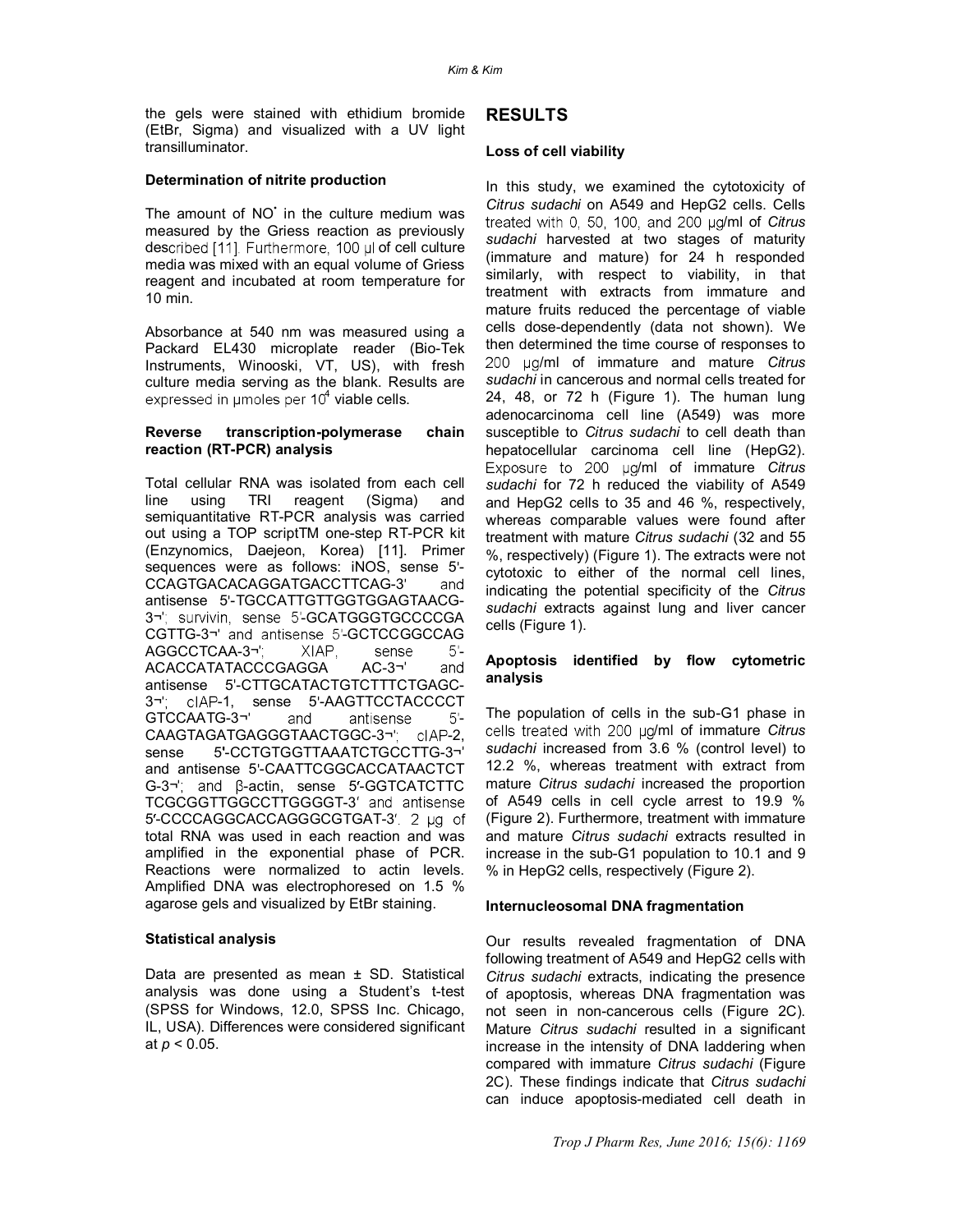the gels were stained with ethidium bromide (EtBr, Sigma) and visualized with a UV light transilluminator.

### Determination of nitrite production

The amount of NO$^{\bullet}$ in the culture medium was measured by the Griess reaction as previously described [11]. Furthermore, 100 µl of cell culture media was mixed with an equal volume of Griess reagent and incubated at room temperature for 10 min.

Absorbance at 540 nm was measured using a Packard EL430 microplate reader (Bio-Tek Instruments, Winooski, VT, US), with fresh culture media serving as the blank. Results are expressed in µmoles per $10^4$ viable cells.

### Reverse transcription-polymerase chain reaction (RT-PCR) analysis

Total cellular RNA was isolated from each cell line using TRI reagent (Sigma) and semiquantitative RT-PCR analysis was carried out using a TOP scriptTM one-step RT-PCR kit (Enzynomics, Daejeon, Korea) [11]. Primer sequences were as follows: iNOS, sense 5'-CCAGTGACACAGGATGACCTTCAG-3' and antisense 5'-TGCCATTGTTGGTGGAGTAACG-3¬'; survivin, sense 5'-GCATGGGTGCCCCGA CGTTG-3¬' and antisense 5'-GCTCCGGCCAG AGGCCTCAA-3¬'; XIAP, sense 5'-ACACCATATACCCGAGGA AC-3¬' and antisense 5'-CTTGCATACTGTCTTTCTGAGC-3¬'; cIAP-1, sense 5'-AAGTTCCTACCCCT GTCCAATG-3¬' and antisense 5'-CAAGTAGATGAGGGTAACTGGC-3¬'; cIAP-2, sense 5'-CCTGTGGTTAAATCTGCCTTG-3¬' and antisense 5'-CAATTCGGCACCATAACTCT G-3¬'; and β-actin, sense 5′-GGTCATCTTC TCGCGGTTGGCCTTGGGGT-3′ and antisense 5′-CCCCAGGCACCAGGGCGTGAT-3′. 2 µg of total RNA was used in each reaction and was amplified in the exponential phase of PCR. Reactions were normalized to actin levels. Amplified DNA was electrophoresed on 1.5 % agarose gels and visualized by EtBr staining.

### Statistical analysis

Data are presented as mean ± SD. Statistical analysis was done using a Student's t-test (SPSS for Windows, 12.0, SPSS Inc. Chicago, IL, USA). Differences were considered significant at $p < 0.05$.

## RESULTS

### Loss of cell viability

In this study, we examined the cytotoxicity of *Citrus sudachi* on A549 and HepG2 cells. Cells treated with 0, 50, 100, and 200 µg/ml of *Citrus sudachi* harvested at two stages of maturity (immature and mature) for 24 h responded similarly, with respect to viability, in that treatment with extracts from immature and mature fruits reduced the percentage of viable cells dose-dependently (data not shown). We then determined the time course of responses to 200 µg/ml of immature and mature *Citrus sudachi* in cancerous and normal cells treated for 24, 48, or 72 h (Figure 1). The human lung adenocarcinoma cell line (A549) was more susceptible to *Citrus sudachi* to cell death than hepatocellular carcinoma cell line (HepG2). Exposure to 200 µg/ml of immature *Citrus sudachi* for 72 h reduced the viability of A549 and HepG2 cells to 35 and 46 %, respectively, whereas comparable values were found after treatment with mature *Citrus sudachi* (32 and 55 %, respectively) (Figure 1). The extracts were not cytotoxic to either of the normal cell lines, indicating the potential specificity of the *Citrus sudachi* extracts against lung and liver cancer cells (Figure 1).

### Apoptosis identified by flow cytometric analysis

The population of cells in the sub-G1 phase in cells treated with 200 µg/ml of immature *Citrus sudachi* increased from 3.6 % (control level) to 12.2 %, whereas treatment with extract from mature *Citrus sudachi* increased the proportion of A549 cells in cell cycle arrest to 19.9 % (Figure 2). Furthermore, treatment with immature and mature *Citrus sudachi* extracts resulted in increase in the sub-G1 population to 10.1 and 9 % in HepG2 cells, respectively (Figure 2).

### Internucleosomal DNA fragmentation

Our results revealed fragmentation of DNA following treatment of A549 and HepG2 cells with *Citrus sudachi* extracts, indicating the presence of apoptosis, whereas DNA fragmentation was not seen in non-cancerous cells (Figure 2C). Mature *Citrus sudachi* resulted in a significant increase in the intensity of DNA laddering when compared with immature *Citrus sudachi* (Figure 2C). These findings indicate that *Citrus sudachi* can induce apoptosis-mediated cell death in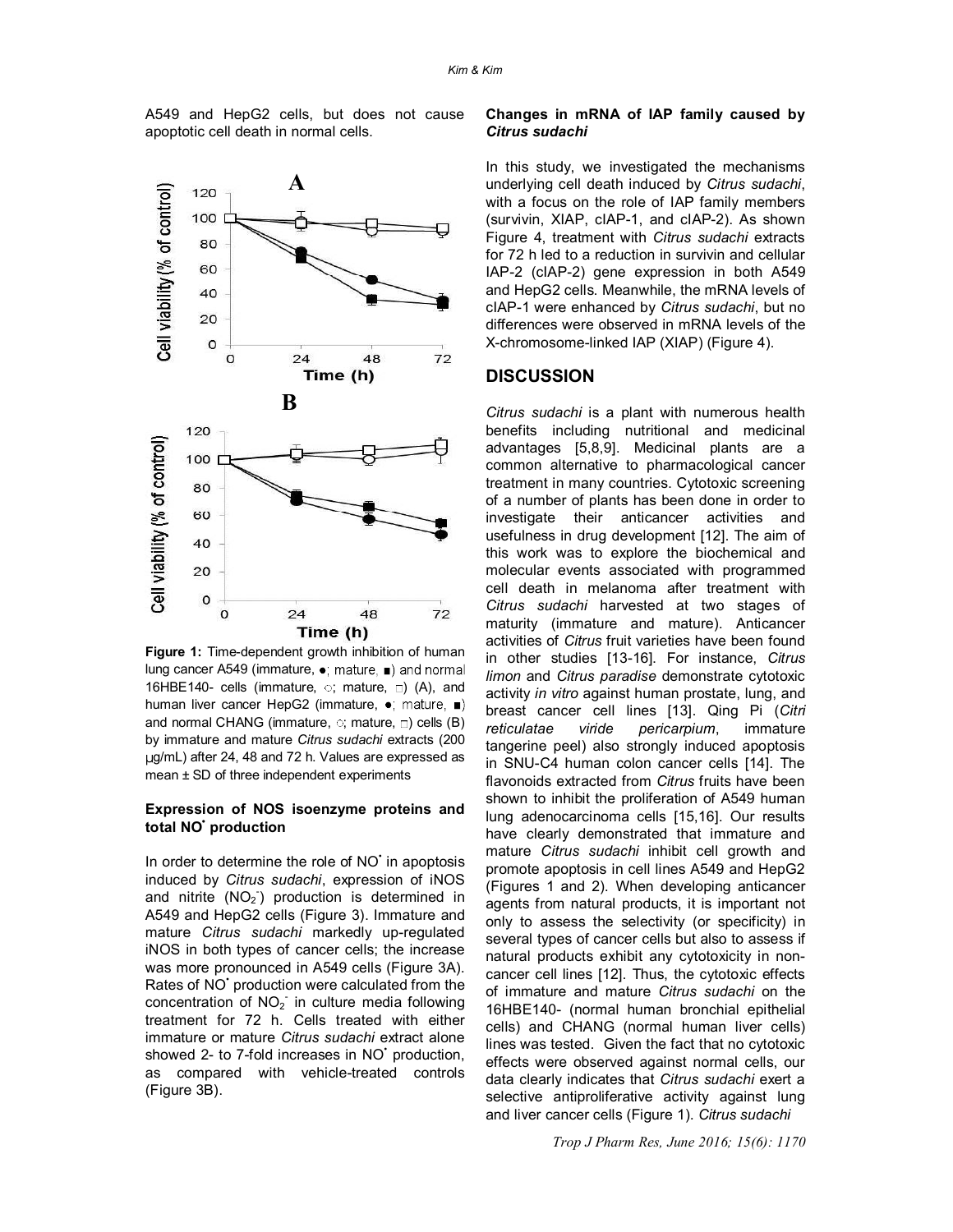A549 and HepG2 cells, but does not cause apoptotic cell death in normal cells.

**Figure 1:** Time-dependent growth inhibition of human lung cancer A549 (immature, ●; mature, ■) and normal 16HBE140- cells (immature, ○; mature, □) (A), and human liver cancer HepG2 (immature, ●; mature, ■) and normal CHANG (immature, ○; mature, □) cells (B) by immature and mature *Citrus sudachi* extracts (200 μg/mL) after 24, 48 and 72 h. Values are expressed as mean ± SD of three independent experiments

### Expression of NOS isoenzyme proteins and total NO$^•$ production

In order to determine the role of NO$^•$ in apoptosis induced by *Citrus sudachi*, expression of iNOS and nitrite ($NO_2^-$) production is determined in A549 and HepG2 cells (Figure 3). Immature and mature *Citrus sudachi* markedly up-regulated iNOS in both types of cancer cells; the increase was more pronounced in A549 cells (Figure 3A). Rates of NO$^•$ production were calculated from the concentration of $NO_2^-$ in culture media following treatment for 72 h. Cells treated with either immature or mature *Citrus sudachi* extract alone showed 2- to 7-fold increases in NO$^•$ production, as compared with vehicle-treated controls (Figure 3B).

### Changes in mRNA of IAP family caused by *Citrus sudachi*

In this study, we investigated the mechanisms underlying cell death induced by *Citrus sudachi*, with a focus on the role of IAP family members (survivin, XIAP, cIAP-1, and cIAP-2). As shown Figure 4, treatment with *Citrus sudachi* extracts for 72 h led to a reduction in survivin and cellular IAP-2 (cIAP-2) gene expression in both A549 and HepG2 cells. Meanwhile, the mRNA levels of cIAP-1 were enhanced by *Citrus sudachi*, but no differences were observed in mRNA levels of the X-chromosome-linked IAP (XIAP) (Figure 4).

## DISCUSSION

*Citrus sudachi* is a plant with numerous health benefits including nutritional and medicinal advantages [5,8,9]. Medicinal plants are a common alternative to pharmacological cancer treatment in many countries. Cytotoxic screening of a number of plants has been done in order to investigate their anticancer activities and usefulness in drug development [12]. The aim of this work was to explore the biochemical and molecular events associated with programmed cell death in melanoma after treatment with *Citrus sudachi* harvested at two stages of maturity (immature and mature). Anticancer activities of *Citrus* fruit varieties have been found in other studies [13-16]. For instance, *Citrus limon* and *Citrus paradise* demonstrate cytotoxic activity *in vitro* against human prostate, lung, and breast cancer cell lines [13]. Qing Pi (*Citri reticulatae viride pericarpium*, immature tangerine peel) also strongly induced apoptosis in SNU-C4 human colon cancer cells [14]. The flavonoids extracted from *Citrus* fruits have been shown to inhibit the proliferation of A549 human lung adenocarcinoma cells [15,16]. Our results have clearly demonstrated that immature and mature *Citrus sudachi* inhibit cell growth and promote apoptosis in cell lines A549 and HepG2 (Figures 1 and 2). When developing anticancer agents from natural products, it is important not only to assess the selectivity (or specificity) in several types of cancer cells but also to assess if natural products exhibit any cytotoxicity in non-cancer cell lines [12]. Thus, the cytotoxic effects of immature and mature *Citrus sudachi* on the 16HBE140- (normal human bronchial epithelial cells) and CHANG (normal human liver cells) lines was tested. Given the fact that no cytotoxic effects were observed against normal cells, our data clearly indicates that *Citrus sudachi* exert a selective antiproliferative activity against lung and liver cancer cells (Figure 1). *Citrus sudachi*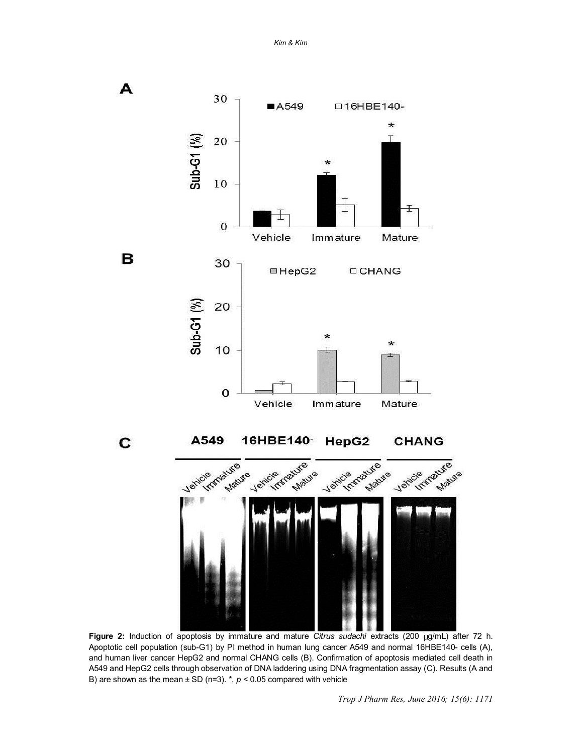**Figure 2:** Induction of apoptosis by immature and mature *Citrus sudachi* extracts (200 μg/mL) after 72 h. Apoptotic cell population (sub-G1) by PI method in human lung cancer A549 and normal 16HBE140- cells (A), and human liver cancer HepG2 and normal CHANG cells (B). Confirmation of apoptosis mediated cell death in A549 and HepG2 cells through observation of DNA laddering using DNA fragmentation assay (C). Results (A and B) are shown as the mean ± SD (n=3). *, $p < 0.05$ compared with vehicle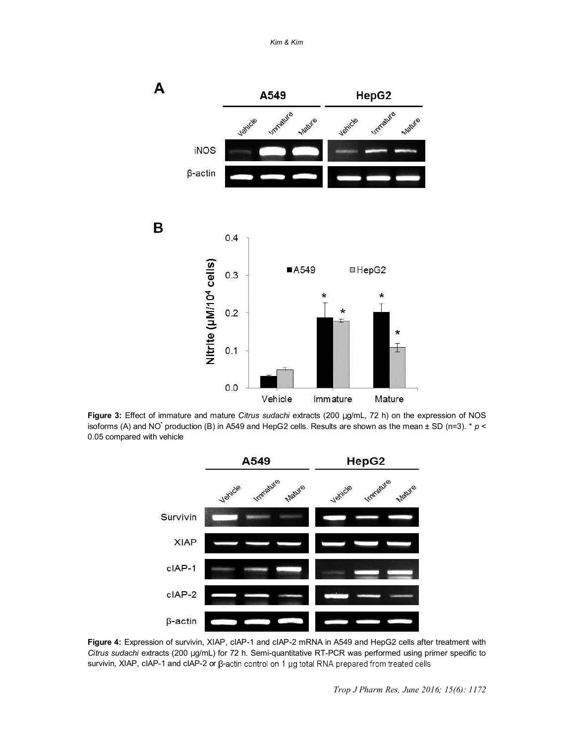**Figure 3:** Effect of immature and mature *Citrus sudachi* extracts (200 μg/mL, 72 h) on the expression of NOS isoforms (A) and $NO^{\bullet}$ production (B) in A549 and HepG2 cells. Results are shown as the mean ± SD (n=3). * $p < 0.05$ compared with vehicle

**Figure 4:** Expression of survivin, XIAP, cIAP-1 and cIAP-2 mRNA in A549 and HepG2 cells after treatment with *Citrus sudachi* extracts (200 μg/mL) for 72 h. Semi-quantitative RT-PCR was performed using primer specific to survivin, XIAP, cIAP-1 and cIAP-2 or β-actin control on 1 μg total RNA prepared from treated cells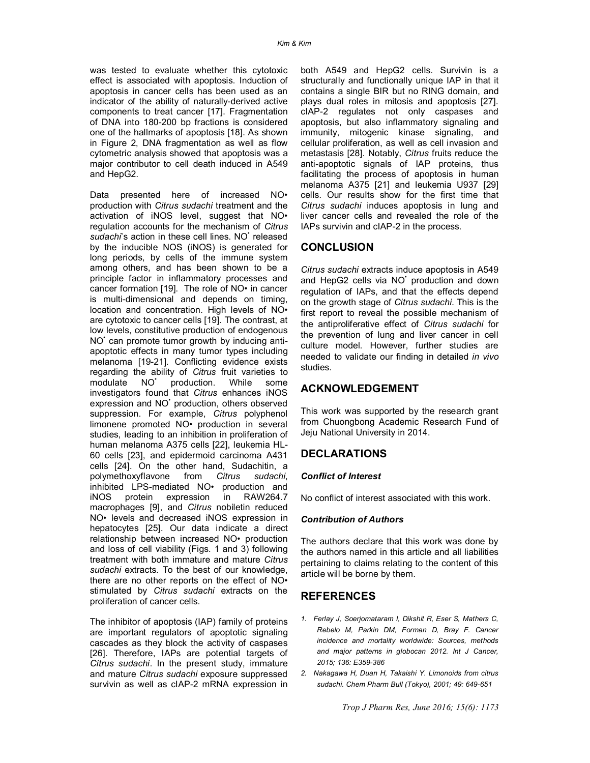was tested to evaluate whether this cytotoxic effect is associated with apoptosis. Induction of apoptosis in cancer cells has been used as an indicator of the ability of naturally-derived active components to treat cancer [17]. Fragmentation of DNA into 180-200 bp fractions is considered one of the hallmarks of apoptosis [18]. As shown in Figure 2, DNA fragmentation as well as flow cytometric analysis showed that apoptosis was a major contributor to cell death induced in A549 and HepG2.

Data presented here of increased NO• production with *Citrus sudachi* treatment and the activation of iNOS level, suggest that NO• regulation accounts for the mechanism of *Citrus sudachi*'s action in these cell lines. NO• released by the inducible NOS (iNOS) is generated for long periods, by cells of the immune system among others, and has been shown to be a principle factor in inflammatory processes and cancer formation [19]. The role of NO• in cancer is multi-dimensional and depends on timing, location and concentration. High levels of NO• are cytotoxic to cancer cells [19]. The contrast, at low levels, constitutive production of endogenous NO• can promote tumor growth by inducing anti-apoptotic effects in many tumor types including melanoma [19-21]. Conflicting evidence exists regarding the ability of *Citrus* fruit varieties to modulate NO• production. While some investigators found that *Citrus* enhances iNOS expression and NO• production, others observed suppression. For example, *Citrus* polyphenol limonene promoted NO• production in several studies, leading to an inhibition in proliferation of human melanoma A375 cells [22], leukemia HL-60 cells [23], and epidermoid carcinoma A431 cells [24]. On the other hand, Sudachitin, a polymethoxyflavone from *Citrus sudachi*, inhibited LPS-mediated NO• production and iNOS protein expression in RAW264.7 macrophages [9], and *Citrus* nobiletin reduced NO• levels and decreased iNOS expression in hepatocytes [25]. Our data indicate a direct relationship between increased NO• production and loss of cell viability (Figs. 1 and 3) following treatment with both immature and mature *Citrus sudachi* extracts. To the best of our knowledge, there are no other reports on the effect of NO• stimulated by *Citrus sudachi* extracts on the proliferation of cancer cells.

The inhibitor of apoptosis (IAP) family of proteins are important regulators of apoptotic signaling cascades as they block the activity of caspases [26]. Therefore, IAPs are potential targets of *Citrus sudachi*. In the present study, immature and mature *Citrus sudachi* exposure suppressed survivin as well as cIAP-2 mRNA expression in both A549 and HepG2 cells. Survivin is a structurally and functionally unique IAP in that it contains a single BIR but no RING domain, and plays dual roles in mitosis and apoptosis [27]. cIAP-2 regulates not only caspases and apoptosis, but also inflammatory signaling and immunity, mitogenic kinase signaling, and cellular proliferation, as well as cell invasion and metastasis [28]. Notably, *Citrus* fruits reduce the anti-apoptotic signals of IAP proteins, thus facilitating the process of apoptosis in human melanoma A375 [21] and leukemia U937 [29] cells. Our results show for the first time that *Citrus sudachi* induces apoptosis in lung and liver cancer cells and revealed the role of the IAPs survivin and cIAP-2 in the process.

## CONCLUSION

*Citrus sudachi* extracts induce apoptosis in A549 and HepG2 cells via NO• production and down regulation of IAPs, and that the effects depend on the growth stage of *Citrus sudachi*. This is the first report to reveal the possible mechanism of the antiproliferative effect of *Citrus sudachi* for the prevention of lung and liver cancer in cell culture model. However, further studies are needed to validate our finding in detailed *in vivo* studies.

## ACKNOWLEDGEMENT

This work was supported by the research grant from Chuongbong Academic Research Fund of Jeju National University in 2014.

## DECLARATIONS

### Conflict of Interest

No conflict of interest associated with this work.

### Contribution of Authors

The authors declare that this work was done by the authors named in this article and all liabilities pertaining to claims relating to the content of this article will be borne by them.

## REFERENCES

1. *Ferlay J, Soerjomataram I, Dikshit R, Eser S, Mathers C, Rebelo M, Parkin DM, Forman D, Bray F. Cancer incidence and mortality worldwide: Sources, methods and major patterns in globocan 2012. Int J Cancer, 2015; 136: E359-386*
2. *Nakagawa H, Duan H, Takaishi Y. Limonoids from citrus sudachi. Chem Pharm Bull (Tokyo), 2001; 49: 649-651*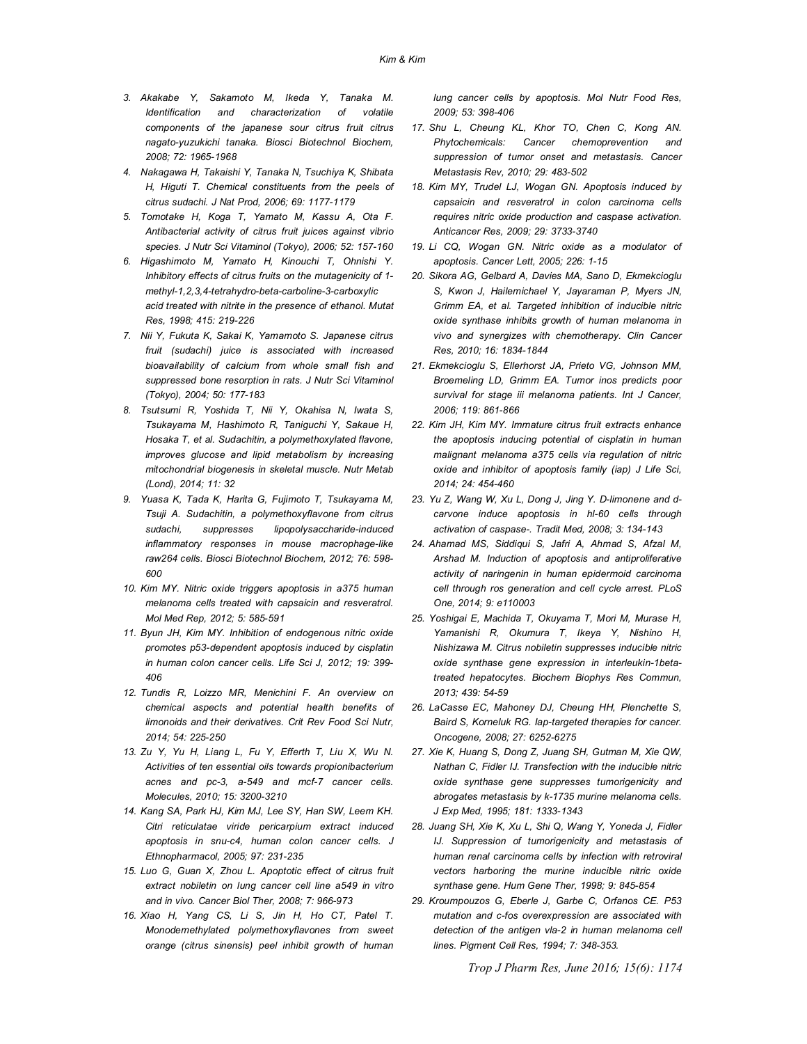3. Akakabe Y, Sakamoto M, Ikeda Y, Tanaka M. Identification and characterization of volatile components of the japanese sour citrus fruit citrus nagato-yuzukichi tanaka. Biosci Biotechnol Biochem, 2008; 72: 1965-1968
4. Nakagawa H, Takaishi Y, Tanaka N, Tsuchiya K, Shibata H, Higuti T. Chemical constituents from the peels of citrus sudachi. J Nat Prod, 2006; 69: 1177-1179
5. Tomotake H, Koga T, Yamato M, Kassu A, Ota F. Antibacterial activity of citrus fruit juices against vibrio species. J Nutr Sci Vitaminol (Tokyo), 2006; 52: 157-160
6. Higashimoto M, Yamato H, Kinouchi T, Ohnishi Y. Inhibitory effects of citrus fruits on the mutagenicity of 1-methyl-1,2,3,4-tetrahydro-beta-carboline-3-carboxylic acid treated with nitrite in the presence of ethanol. Mutat Res, 1998; 415: 219-226
7. Nii Y, Fukuta K, Sakai K, Yamamoto S. Japanese citrus fruit (sudachi) juice is associated with increased bioavailability of calcium from whole small fish and suppressed bone resorption in rats. J Nutr Sci Vitaminol (Tokyo), 2004; 50: 177-183
8. Tsutsumi R, Yoshida T, Nii Y, Okahisa N, Iwata S, Tsukayama M, Hashimoto R, Taniguchi Y, Sakaue H, Hosaka T, et al. Sudachitin, a polymethoxylated flavone, improves glucose and lipid metabolism by increasing mitochondrial biogenesis in skeletal muscle. Nutr Metab (Lond), 2014; 11: 32
9. Yuasa K, Tada K, Harita G, Fujimoto T, Tsukayama M, Tsuji A. Sudachitin, a polymethoxyflavone from citrus sudachi, suppresses lipopolysaccharide-induced inflammatory responses in mouse macrophage-like raw264 cells. Biosci Biotechnol Biochem, 2012; 76: 598-600
10. Kim MY. Nitric oxide triggers apoptosis in a375 human melanoma cells treated with capsaicin and resveratrol. Mol Med Rep, 2012; 5: 585-591
11. Byun JH, Kim MY. Inhibition of endogenous nitric oxide promotes p53-dependent apoptosis induced by cisplatin in human colon cancer cells. Life Sci J, 2012; 19: 399-406
12. Tundis R, Loizzo MR, Menichini F. An overview on chemical aspects and potential health benefits of limonoids and their derivatives. Crit Rev Food Sci Nutr, 2014; 54: 225-250
13. Zu Y, Yu H, Liang L, Fu Y, Efferth T, Liu X, Wu N. Activities of ten essential oils towards propionibacterium acnes and pc-3, a-549 and mcf-7 cancer cells. Molecules, 2010; 15: 3200-3210
14. Kang SA, Park HJ, Kim MJ, Lee SY, Han SW, Leem KH. Citri reticulatae viride pericarpium extract induced apoptosis in snu-c4, human colon cancer cells. J Ethnopharmacol, 2005; 97: 231-235
15. Luo G, Guan X, Zhou L. Apoptotic effect of citrus fruit extract nobiletin on lung cancer cell line a549 in vitro and in vivo. Cancer Biol Ther, 2008; 7: 966-973
16. Xiao H, Yang CS, Li S, Jin H, Ho CT, Patel T. Monodemethylated polymethoxyflavones from sweet orange (citrus sinensis) peel inhibit growth of human lung cancer cells by apoptosis. Mol Nutr Food Res, 2009; 53: 398-406
17. Shu L, Cheung KL, Khor TO, Chen C, Kong AN. Phytochemicals: Cancer chemoprevention and suppression of tumor onset and metastasis. Cancer Metastasis Rev, 2010; 29: 483-502
18. Kim MY, Trudel LJ, Wogan GN. Apoptosis induced by capsaicin and resveratrol in colon carcinoma cells requires nitric oxide production and caspase activation. Anticancer Res, 2009; 29: 3733-3740
19. Li CQ, Wogan GN. Nitric oxide as a modulator of apoptosis. Cancer Lett, 2005; 226: 1-15
20. Sikora AG, Gelbard A, Davies MA, Sano D, Ekmekcioglu S, Kwon J, Hailemichael Y, Jayaraman P, Myers JN, Grimm EA, et al. Targeted inhibition of inducible nitric oxide synthase inhibits growth of human melanoma in vivo and synergizes with chemotherapy. Clin Cancer Res, 2010; 16: 1834-1844
21. Ekmekcioglu S, Ellerhorst JA, Prieto VG, Johnson MM, Broemeling LD, Grimm EA. Tumor inos predicts poor survival for stage iii melanoma patients. Int J Cancer, 2006; 119: 861-866
22. Kim JH, Kim MY. Immature citrus fruit extracts enhance the apoptosis inducing potential of cisplatin in human malignant melanoma a375 cells via regulation of nitric oxide and inhibitor of apoptosis family (iap) J Life Sci, 2014; 24: 454-460
23. Yu Z, Wang W, Xu L, Dong J, Jing Y. D-limonene and d-carvone induce apoptosis in hl-60 cells through activation of caspase-. Tradit Med, 2008; 3: 134-143
24. Ahamad MS, Siddiqui S, Jafri A, Ahmad S, Afzal M, Arshad M. Induction of apoptosis and antiproliferative activity of naringenin in human epidermoid carcinoma cell through ros generation and cell cycle arrest. PLoS One, 2014; 9: e110003
25. Yoshigai E, Machida T, Okuyama T, Mori M, Murase H, Yamanishi R, Okumura T, Ikeya Y, Nishino H, Nishizawa M. Citrus nobiletin suppresses inducible nitric oxide synthase gene expression in interleukin-1beta-treated hepatocytes. Biochem Biophys Res Commun, 2013; 439: 54-59
26. LaCasse EC, Mahoney DJ, Cheung HH, Plenchette S, Baird S, Korneluk RG. Iap-targeted therapies for cancer. Oncogene, 2008; 27: 6252-6275
27. Xie K, Huang S, Dong Z, Juang SH, Gutman M, Xie QW, Nathan C, Fidler IJ. Transfection with the inducible nitric oxide synthase gene suppresses tumorigenicity and abrogates metastasis by k-1735 murine melanoma cells. J Exp Med, 1995; 181: 1333-1343
28. Juang SH, Xie K, Xu L, Shi Q, Wang Y, Yoneda J, Fidler IJ. Suppression of tumorigenicity and metastasis of human renal carcinoma cells by infection with retroviral vectors harboring the murine inducible nitric oxide synthase gene. Hum Gene Ther, 1998; 9: 845-854
29. Kroumpouzos G, Eberle J, Garbe C, Orfanos CE. P53 mutation and c-fos overexpression are associated with detection of the antigen vla-2 in human melanoma cell lines. Pigment Cell Res, 1994; 7: 348-353.